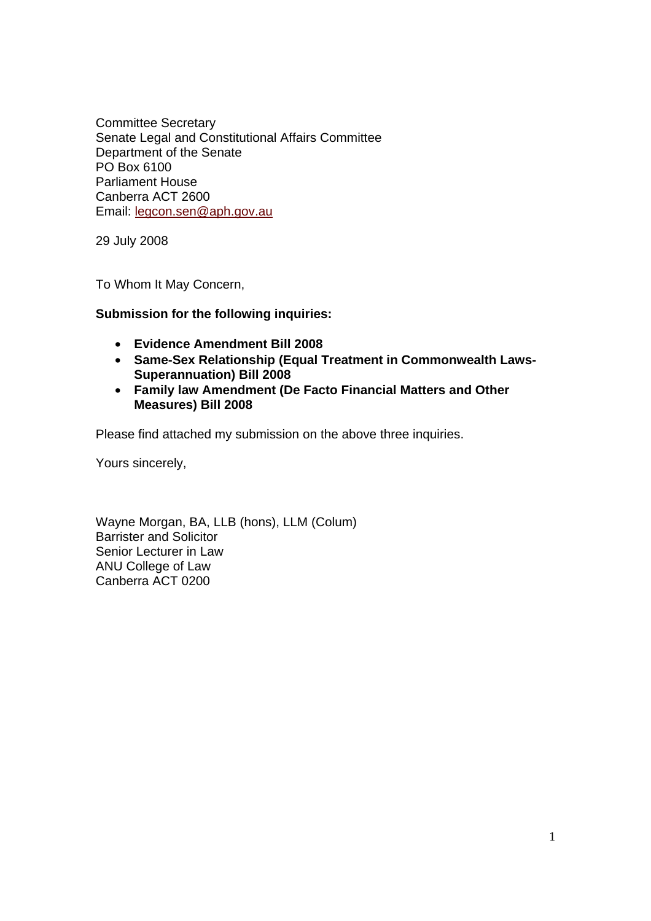Committee Secretary
Senate Legal and Constitutional Affairs Committee
Department of the Senate
PO Box 6100
Parliament House
Canberra ACT 2600
Email: legcon.sen@aph.gov.au

29 July 2008

To Whom It May Concern,

**Submission for the following inquiries:**

- **Evidence Amendment Bill 2008**
- **Same-Sex Relationship (Equal Treatment in Commonwealth Laws-Superannuation) Bill 2008**
- **Family law Amendment (De Facto Financial Matters and Other Measures) Bill 2008**

Please find attached my submission on the above three inquiries.

Yours sincerely,

Wayne Morgan, BA, LLB (hons), LLM (Colum)
Barrister and Solicitor
Senior Lecturer in Law
ANU College of Law
Canberra ACT 0200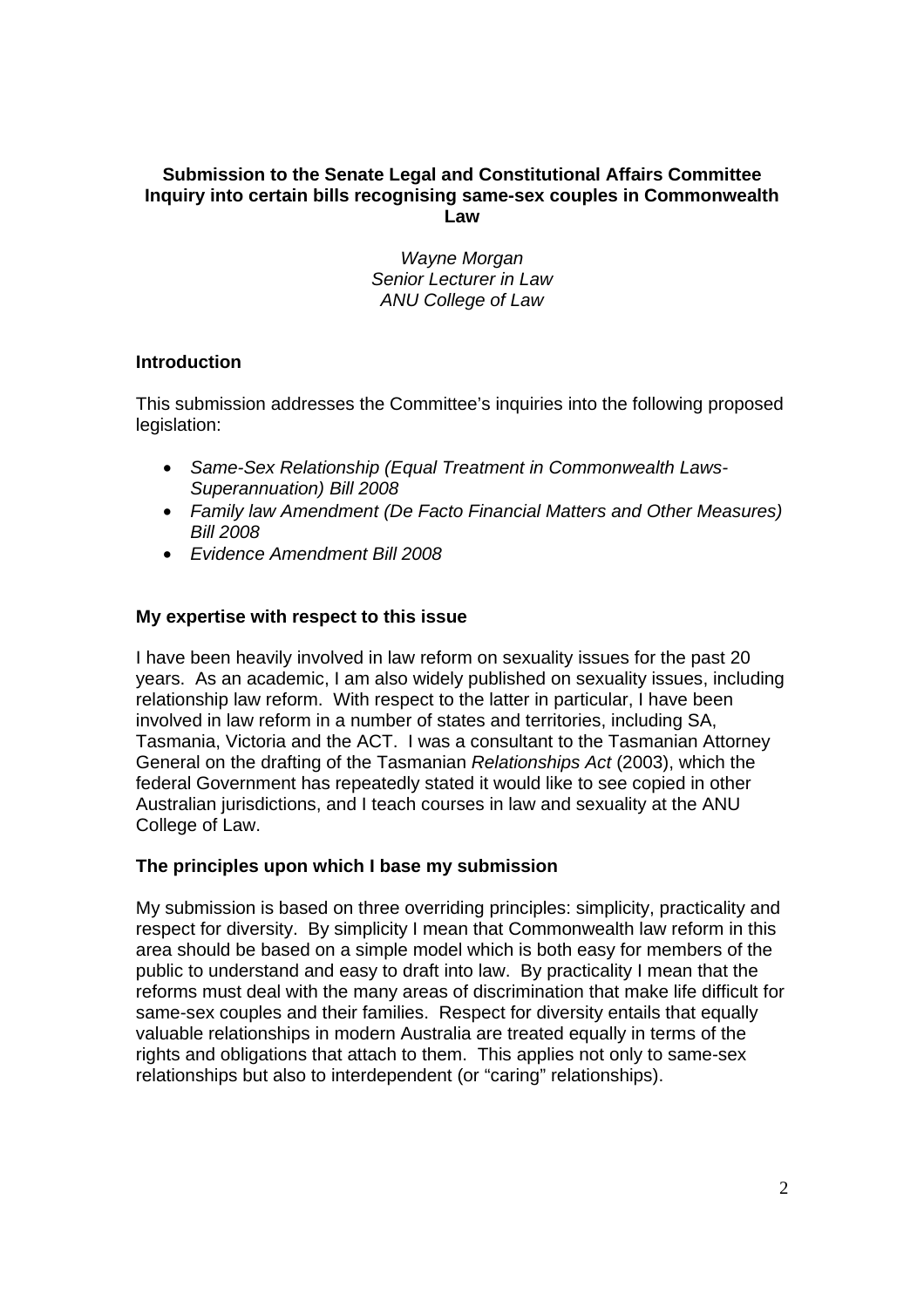**Submission to the Senate Legal and Constitutional Affairs Committee Inquiry into certain bills recognising same-sex couples in Commonwealth Law**

*Wayne Morgan*
*Senior Lecturer in Law*
*ANU College of Law*

## Introduction

This submission addresses the Committee's inquiries into the following proposed legislation:

- *Same-Sex Relationship (Equal Treatment in Commonwealth Laws-Superannuation) Bill 2008*
- *Family law Amendment (De Facto Financial Matters and Other Measures) Bill 2008*
- *Evidence Amendment Bill 2008*

## My expertise with respect to this issue

I have been heavily involved in law reform on sexuality issues for the past 20 years. As an academic, I am also widely published on sexuality issues, including relationship law reform. With respect to the latter in particular, I have been involved in law reform in a number of states and territories, including SA, Tasmania, Victoria and the ACT. I was a consultant to the Tasmanian Attorney General on the drafting of the Tasmanian *Relationships Act* (2003), which the federal Government has repeatedly stated it would like to see copied in other Australian jurisdictions, and I teach courses in law and sexuality at the ANU College of Law.

## The principles upon which I base my submission

My submission is based on three overriding principles: simplicity, practicality and respect for diversity. By simplicity I mean that Commonwealth law reform in this area should be based on a simple model which is both easy for members of the public to understand and easy to draft into law. By practicality I mean that the reforms must deal with the many areas of discrimination that make life difficult for same-sex couples and their families. Respect for diversity entails that equally valuable relationships in modern Australia are treated equally in terms of the rights and obligations that attach to them. This applies not only to same-sex relationships but also to interdependent (or "caring" relationships).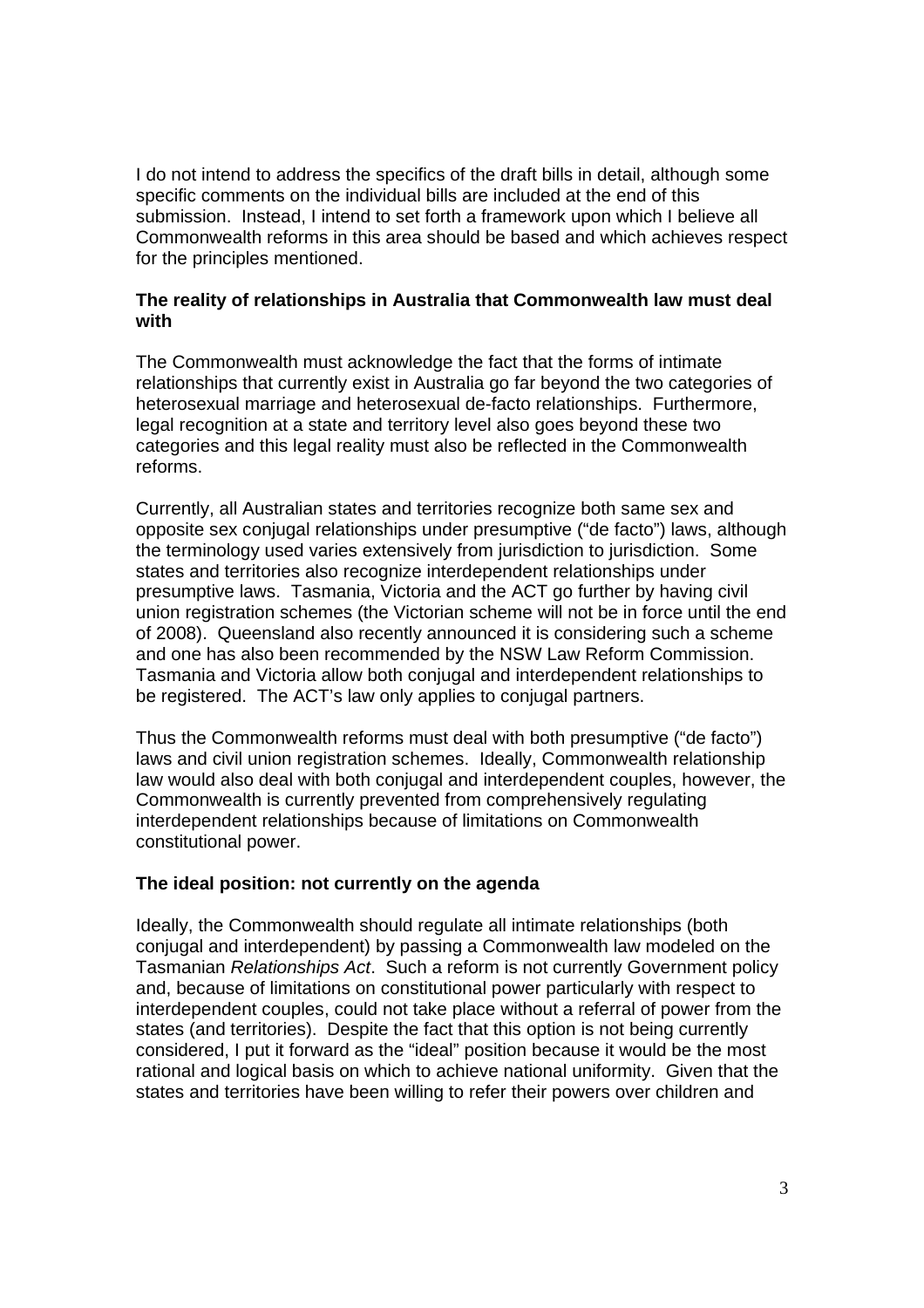I do not intend to address the specifics of the draft bills in detail, although some specific comments on the individual bills are included at the end of this submission. Instead, I intend to set forth a framework upon which I believe all Commonwealth reforms in this area should be based and which achieves respect for the principles mentioned.

**The reality of relationships in Australia that Commonwealth law must deal with**

The Commonwealth must acknowledge the fact that the forms of intimate relationships that currently exist in Australia go far beyond the two categories of heterosexual marriage and heterosexual de-facto relationships. Furthermore, legal recognition at a state and territory level also goes beyond these two categories and this legal reality must also be reflected in the Commonwealth reforms.

Currently, all Australian states and territories recognize both same sex and opposite sex conjugal relationships under presumptive ("de facto") laws, although the terminology used varies extensively from jurisdiction to jurisdiction. Some states and territories also recognize interdependent relationships under presumptive laws. Tasmania, Victoria and the ACT go further by having civil union registration schemes (the Victorian scheme will not be in force until the end of 2008). Queensland also recently announced it is considering such a scheme and one has also been recommended by the NSW Law Reform Commission. Tasmania and Victoria allow both conjugal and interdependent relationships to be registered. The ACT's law only applies to conjugal partners.

Thus the Commonwealth reforms must deal with both presumptive ("de facto") laws and civil union registration schemes. Ideally, Commonwealth relationship law would also deal with both conjugal and interdependent couples, however, the Commonwealth is currently prevented from comprehensively regulating interdependent relationships because of limitations on Commonwealth constitutional power.

**The ideal position: not currently on the agenda**

Ideally, the Commonwealth should regulate all intimate relationships (both conjugal and interdependent) by passing a Commonwealth law modeled on the Tasmanian *Relationships Act*. Such a reform is not currently Government policy and, because of limitations on constitutional power particularly with respect to interdependent couples, could not take place without a referral of power from the states (and territories). Despite the fact that this option is not being currently considered, I put it forward as the "ideal" position because it would be the most rational and logical basis on which to achieve national uniformity. Given that the states and territories have been willing to refer their powers over children and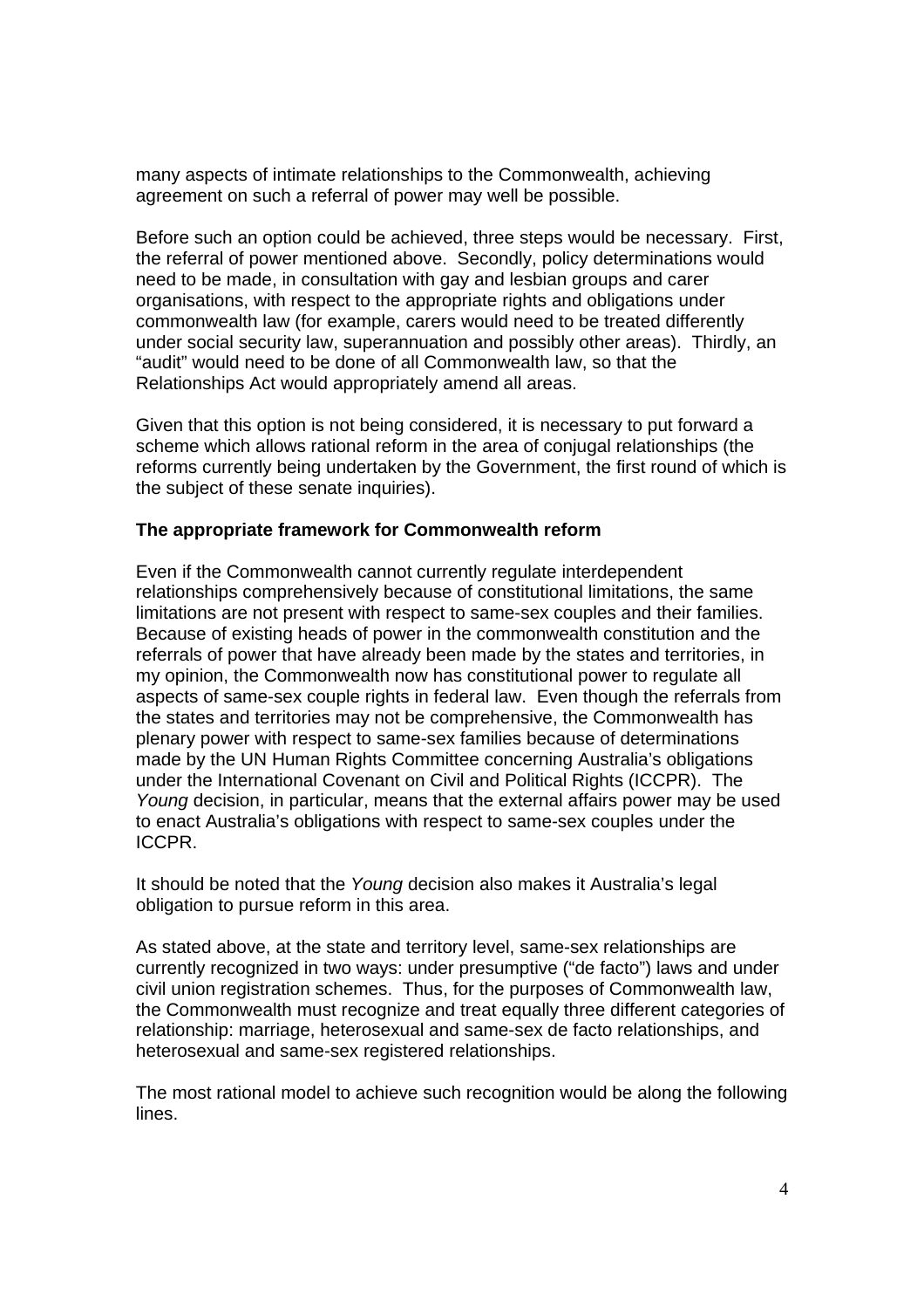many aspects of intimate relationships to the Commonwealth, achieving agreement on such a referral of power may well be possible.

Before such an option could be achieved, three steps would be necessary. First, the referral of power mentioned above. Secondly, policy determinations would need to be made, in consultation with gay and lesbian groups and carer organisations, with respect to the appropriate rights and obligations under commonwealth law (for example, carers would need to be treated differently under social security law, superannuation and possibly other areas). Thirdly, an "audit" would need to be done of all Commonwealth law, so that the Relationships Act would appropriately amend all areas.

Given that this option is not being considered, it is necessary to put forward a scheme which allows rational reform in the area of conjugal relationships (the reforms currently being undertaken by the Government, the first round of which is the subject of these senate inquiries).

**The appropriate framework for Commonwealth reform**

Even if the Commonwealth cannot currently regulate interdependent relationships comprehensively because of constitutional limitations, the same limitations are not present with respect to same-sex couples and their families. Because of existing heads of power in the commonwealth constitution and the referrals of power that have already been made by the states and territories, in my opinion, the Commonwealth now has constitutional power to regulate all aspects of same-sex couple rights in federal law. Even though the referrals from the states and territories may not be comprehensive, the Commonwealth has plenary power with respect to same-sex families because of determinations made by the UN Human Rights Committee concerning Australia's obligations under the International Covenant on Civil and Political Rights (ICCPR). The *Young* decision, in particular, means that the external affairs power may be used to enact Australia's obligations with respect to same-sex couples under the ICCPR.

It should be noted that the *Young* decision also makes it Australia's legal obligation to pursue reform in this area.

As stated above, at the state and territory level, same-sex relationships are currently recognized in two ways: under presumptive ("de facto") laws and under civil union registration schemes. Thus, for the purposes of Commonwealth law, the Commonwealth must recognize and treat equally three different categories of relationship: marriage, heterosexual and same-sex de facto relationships, and heterosexual and same-sex registered relationships.

The most rational model to achieve such recognition would be along the following lines.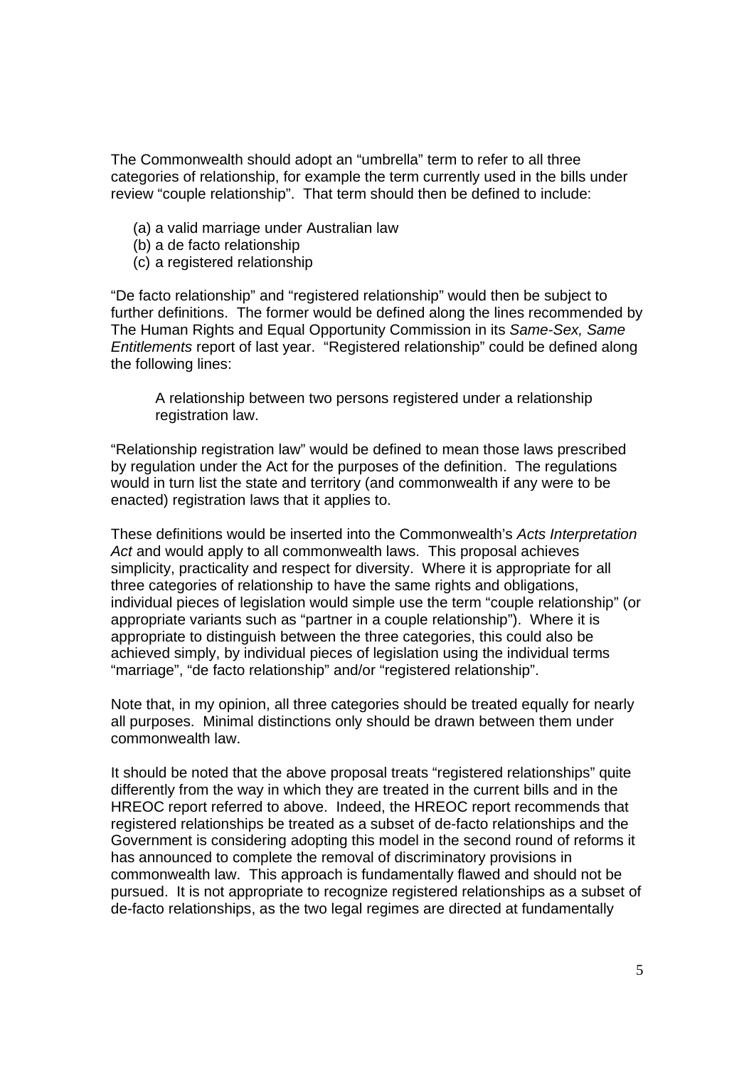The Commonwealth should adopt an "umbrella" term to refer to all three categories of relationship, for example the term currently used in the bills under review "couple relationship". That term should then be defined to include:

(a) a valid marriage under Australian law
(b) a de facto relationship
(c) a registered relationship

"De facto relationship" and "registered relationship" would then be subject to further definitions. The former would be defined along the lines recommended by The Human Rights and Equal Opportunity Commission in its *Same-Sex, Same Entitlements* report of last year. "Registered relationship" could be defined along the following lines:

> A relationship between two persons registered under a relationship registration law.

"Relationship registration law" would be defined to mean those laws prescribed by regulation under the Act for the purposes of the definition. The regulations would in turn list the state and territory (and commonwealth if any were to be enacted) registration laws that it applies to.

These definitions would be inserted into the Commonwealth's *Acts Interpretation Act* and would apply to all commonwealth laws. This proposal achieves simplicity, practicality and respect for diversity. Where it is appropriate for all three categories of relationship to have the same rights and obligations, individual pieces of legislation would simple use the term "couple relationship" (or appropriate variants such as "partner in a couple relationship"). Where it is appropriate to distinguish between the three categories, this could also be achieved simply, by individual pieces of legislation using the individual terms "marriage", "de facto relationship" and/or "registered relationship".

Note that, in my opinion, all three categories should be treated equally for nearly all purposes. Minimal distinctions only should be drawn between them under commonwealth law.

It should be noted that the above proposal treats "registered relationships" quite differently from the way in which they are treated in the current bills and in the HREOC report referred to above. Indeed, the HREOC report recommends that registered relationships be treated as a subset of de-facto relationships and the Government is considering adopting this model in the second round of reforms it has announced to complete the removal of discriminatory provisions in commonwealth law. This approach is fundamentally flawed and should not be pursued. It is not appropriate to recognize registered relationships as a subset of de-facto relationships, as the two legal regimes are directed at fundamentally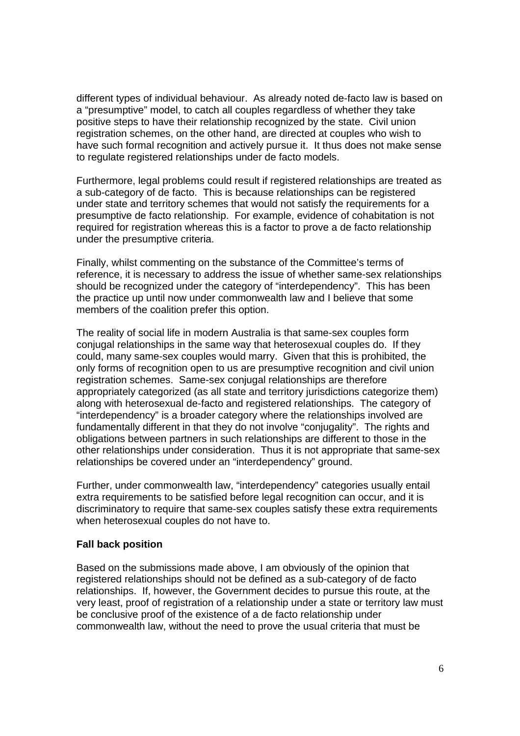different types of individual behaviour. As already noted de-facto law is based on a "presumptive" model, to catch all couples regardless of whether they take positive steps to have their relationship recognized by the state. Civil union registration schemes, on the other hand, are directed at couples who wish to have such formal recognition and actively pursue it. It thus does not make sense to regulate registered relationships under de facto models.

Furthermore, legal problems could result if registered relationships are treated as a sub-category of de facto. This is because relationships can be registered under state and territory schemes that would not satisfy the requirements for a presumptive de facto relationship. For example, evidence of cohabitation is not required for registration whereas this is a factor to prove a de facto relationship under the presumptive criteria.

Finally, whilst commenting on the substance of the Committee's terms of reference, it is necessary to address the issue of whether same-sex relationships should be recognized under the category of "interdependency". This has been the practice up until now under commonwealth law and I believe that some members of the coalition prefer this option.

The reality of social life in modern Australia is that same-sex couples form conjugal relationships in the same way that heterosexual couples do. If they could, many same-sex couples would marry. Given that this is prohibited, the only forms of recognition open to us are presumptive recognition and civil union registration schemes. Same-sex conjugal relationships are therefore appropriately categorized (as all state and territory jurisdictions categorize them) along with heterosexual de-facto and registered relationships. The category of "interdependency" is a broader category where the relationships involved are fundamentally different in that they do not involve "conjugality". The rights and obligations between partners in such relationships are different to those in the other relationships under consideration. Thus it is not appropriate that same-sex relationships be covered under an "interdependency" ground.

Further, under commonwealth law, "interdependency" categories usually entail extra requirements to be satisfied before legal recognition can occur, and it is discriminatory to require that same-sex couples satisfy these extra requirements when heterosexual couples do not have to.

**Fall back position**

Based on the submissions made above, I am obviously of the opinion that registered relationships should not be defined as a sub-category of de facto relationships. If, however, the Government decides to pursue this route, at the very least, proof of registration of a relationship under a state or territory law must be conclusive proof of the existence of a de facto relationship under commonwealth law, without the need to prove the usual criteria that must be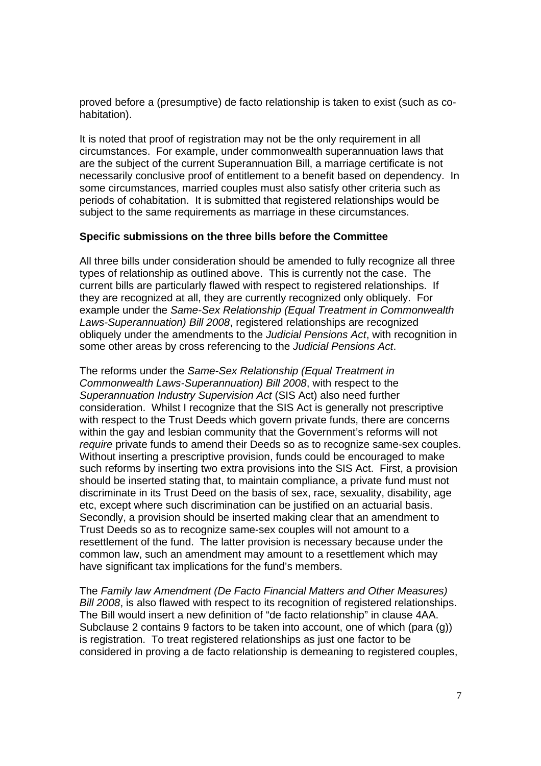proved before a (presumptive) de facto relationship is taken to exist (such as co-habitation).

It is noted that proof of registration may not be the only requirement in all circumstances. For example, under commonwealth superannuation laws that are the subject of the current Superannuation Bill, a marriage certificate is not necessarily conclusive proof of entitlement to a benefit based on dependency. In some circumstances, married couples must also satisfy other criteria such as periods of cohabitation. It is submitted that registered relationships would be subject to the same requirements as marriage in these circumstances.

**Specific submissions on the three bills before the Committee**

All three bills under consideration should be amended to fully recognize all three types of relationship as outlined above. This is currently not the case. The current bills are particularly flawed with respect to registered relationships. If they are recognized at all, they are currently recognized only obliquely. For example under the *Same-Sex Relationship (Equal Treatment in Commonwealth Laws-Superannuation) Bill 2008*, registered relationships are recognized obliquely under the amendments to the *Judicial Pensions Act*, with recognition in some other areas by cross referencing to the *Judicial Pensions Act*.

The reforms under the *Same-Sex Relationship (Equal Treatment in Commonwealth Laws-Superannuation) Bill 2008*, with respect to the *Superannuation Industry Supervision Act* (SIS Act) also need further consideration. Whilst I recognize that the SIS Act is generally not prescriptive with respect to the Trust Deeds which govern private funds, there are concerns within the gay and lesbian community that the Government's reforms will not *require* private funds to amend their Deeds so as to recognize same-sex couples. Without inserting a prescriptive provision, funds could be encouraged to make such reforms by inserting two extra provisions into the SIS Act. First, a provision should be inserted stating that, to maintain compliance, a private fund must not discriminate in its Trust Deed on the basis of sex, race, sexuality, disability, age etc, except where such discrimination can be justified on an actuarial basis. Secondly, a provision should be inserted making clear that an amendment to Trust Deeds so as to recognize same-sex couples will not amount to a resettlement of the fund. The latter provision is necessary because under the common law, such an amendment may amount to a resettlement which may have significant tax implications for the fund's members.

The *Family law Amendment (De Facto Financial Matters and Other Measures) Bill 2008*, is also flawed with respect to its recognition of registered relationships. The Bill would insert a new definition of "de facto relationship" in clause 4AA. Subclause 2 contains 9 factors to be taken into account, one of which (para (g)) is registration. To treat registered relationships as just one factor to be considered in proving a de facto relationship is demeaning to registered couples,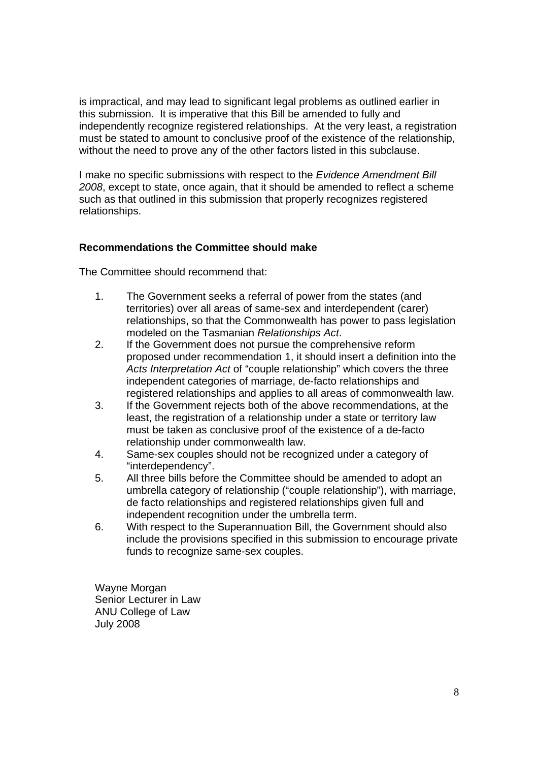is impractical, and may lead to significant legal problems as outlined earlier in this submission. It is imperative that this Bill be amended to fully and independently recognize registered relationships. At the very least, a registration must be stated to amount to conclusive proof of the existence of the relationship, without the need to prove any of the other factors listed in this subclause.

I make no specific submissions with respect to the *Evidence Amendment Bill 2008*, except to state, once again, that it should be amended to reflect a scheme such as that outlined in this submission that properly recognizes registered relationships.

**Recommendations the Committee should make**

The Committee should recommend that:

1. The Government seeks a referral of power from the states (and territories) over all areas of same-sex and interdependent (carer) relationships, so that the Commonwealth has power to pass legislation modeled on the Tasmanian *Relationships Act*.
2. If the Government does not pursue the comprehensive reform proposed under recommendation 1, it should insert a definition into the *Acts Interpretation Act* of "couple relationship" which covers the three independent categories of marriage, de-facto relationships and registered relationships and applies to all areas of commonwealth law.
3. If the Government rejects both of the above recommendations, at the least, the registration of a relationship under a state or territory law must be taken as conclusive proof of the existence of a de-facto relationship under commonwealth law.
4. Same-sex couples should not be recognized under a category of "interdependency".
5. All three bills before the Committee should be amended to adopt an umbrella category of relationship ("couple relationship"), with marriage, de facto relationships and registered relationships given full and independent recognition under the umbrella term.
6. With respect to the Superannuation Bill, the Government should also include the provisions specified in this submission to encourage private funds to recognize same-sex couples.

Wayne Morgan
Senior Lecturer in Law
ANU College of Law
July 2008